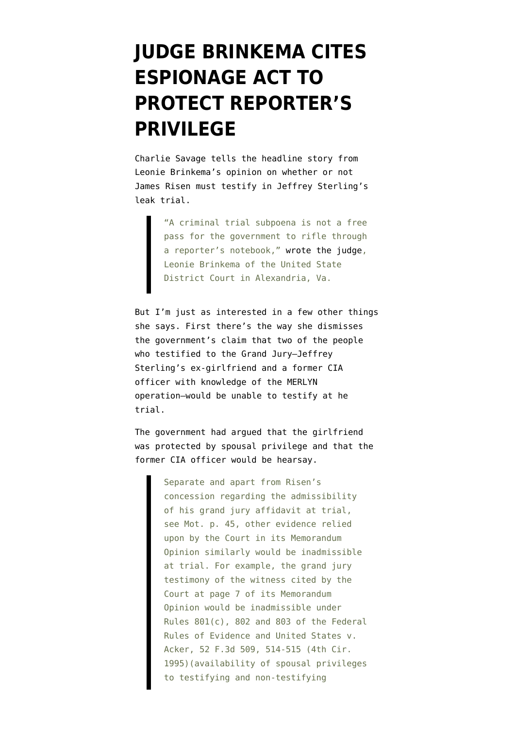# JUDGE BRINKEMA CITES ESPIONAGE ACT TO PROTECT REPORTER'S PRIVILEGE

Charlie Savage tells the headline story from Leonie Brinkema's opinion on whether or not James Risen must testify in Jeffrey Sterling's leak trial.

> "A criminal trial subpoena is not a free pass for the government to rifle through a reporter's notebook," wrote the judge, Leonie Brinkema of the United State District Court in Alexandria, Va.

But I'm just as interested in a few other things she says. First there's the way she dismisses the government's claim that two of the people who testified to the Grand Jury–Jeffrey Sterling's ex-girlfriend and a former CIA officer with knowledge of the MERLYN operation–would be unable to testify at he trial.

The government had argued that the girlfriend was protected by spousal privilege and that the former CIA officer would be hearsay.

> Separate and apart from Risen's concession regarding the admissibility of his grand jury affidavit at trial, see Mot. p. 45, other evidence relied upon by the Court in its Memorandum Opinion similarly would be inadmissible at trial. For example, the grand jury testimony of the witness cited by the Court at page 7 of its Memorandum Opinion would be inadmissible under Rules 801(c), 802 and 803 of the Federal Rules of Evidence and United States v. Acker, 52 F.3d 509, 514-515 (4th Cir. 1995)(availability of spousal privileges to testifying and non-testifying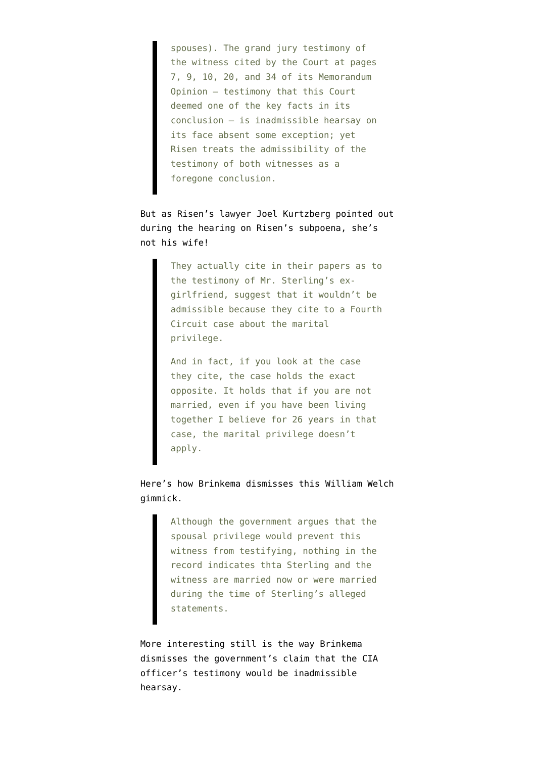> spouses). The grand jury testimony of the witness cited by the Court at pages 7, 9, 10, 20, and 34 of its Memorandum Opinion – testimony that this Court deemed one of the key facts in its conclusion – is inadmissible hearsay on its face absent some exception; yet Risen treats the admissibility of the testimony of both witnesses as a foregone conclusion.

But as Risen's lawyer Joel Kurtzberg pointed out during the hearing on Risen's subpoena, she's not his wife!

> They actually cite in their papers as to the testimony of Mr. Sterling's ex-girlfriend, suggest that it wouldn't be admissible because they cite to a Fourth Circuit case about the marital privilege.
>
> And in fact, if you look at the case they cite, the case holds the exact opposite. It holds that if you are not married, even if you have been living together I believe for 26 years in that case, the marital privilege doesn't apply.

Here's how Brinkema dismisses this William Welch gimmick.

> Although the government argues that the spousal privilege would prevent this witness from testifying, nothing in the record indicates thta Sterling and the witness are married now or were married during the time of Sterling's alleged statements.

More interesting still is the way Brinkema dismisses the government's claim that the CIA officer's testimony would be inadmissible hearsay.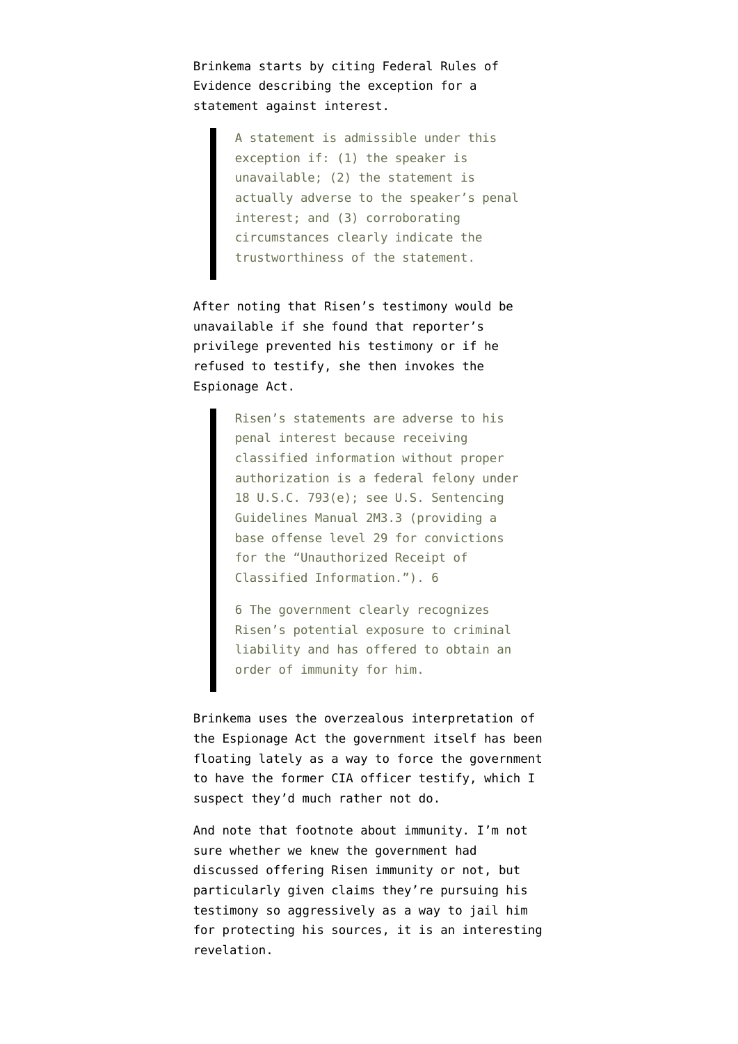Brinkema starts by citing Federal Rules of Evidence describing the exception for a statement against interest.

> A statement is admissible under this exception if: (1) the speaker is unavailable; (2) the statement is actually adverse to the speaker's penal interest; and (3) corroborating circumstances clearly indicate the trustworthiness of the statement.

After noting that Risen's testimony would be unavailable if she found that reporter's privilege prevented his testimony or if he refused to testify, she then invokes the Espionage Act.

> Risen's statements are adverse to his penal interest because receiving classified information without proper authorization is a federal felony under 18 U.S.C. 793(e); see U.S. Sentencing Guidelines Manual 2M3.3 (providing a base offense level 29 for convictions for the "Unauthorized Receipt of Classified Information."). 6
>
> 6 The government clearly recognizes Risen's potential exposure to criminal liability and has offered to obtain an order of immunity for him.

Brinkema uses the overzealous interpretation of the Espionage Act the government itself has been floating lately as a way to force the government to have the former CIA officer testify, which I suspect they'd much rather not do.

And note that footnote about immunity. I'm not sure whether we knew the government had discussed offering Risen immunity or not, but particularly given claims they're pursuing his testimony so aggressively as a way to jail him for protecting his sources, it is an interesting revelation.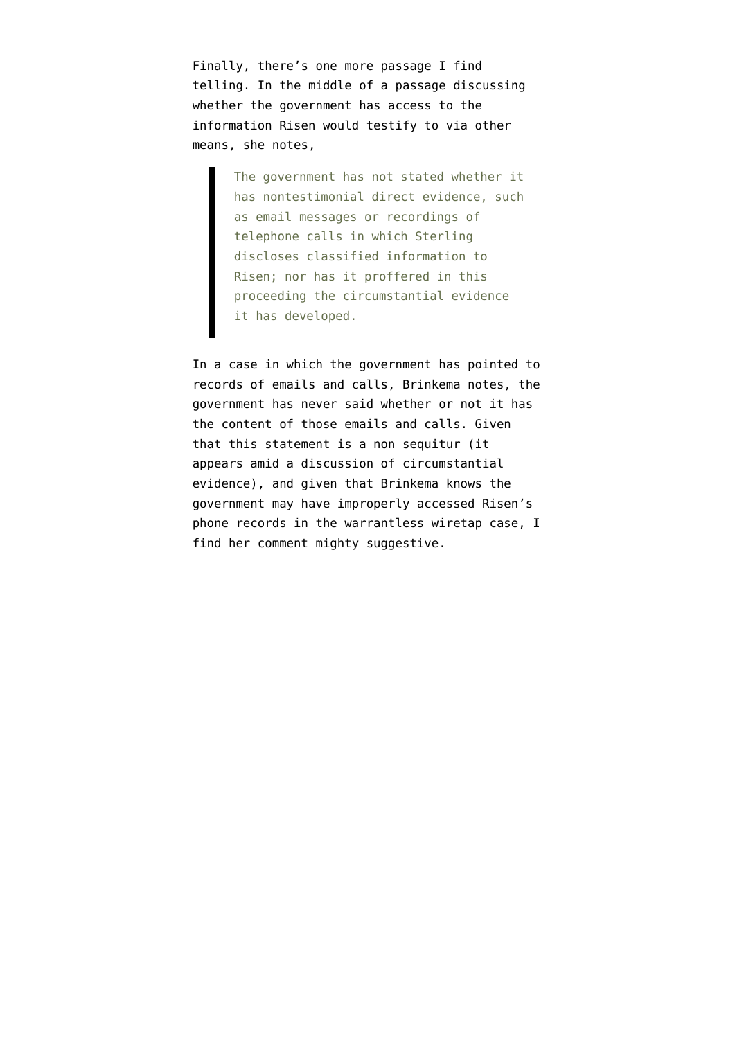Finally, there's one more passage I find telling. In the middle of a passage discussing whether the government has access to the information Risen would testify to via other means, she notes,

> The government has not stated whether it has nontestimonial direct evidence, such as email messages or recordings of telephone calls in which Sterling discloses classified information to Risen; nor has it proffered in this proceeding the circumstantial evidence it has developed.

In a case in which the government has pointed to records of emails and calls, Brinkema notes, the government has never said whether or not it has the content of those emails and calls. Given that this statement is a non sequitur (it appears amid a discussion of circumstantial evidence), and given that Brinkema knows the government may have improperly accessed Risen's phone records in the warrantless wiretap case, I find her comment mighty suggestive.